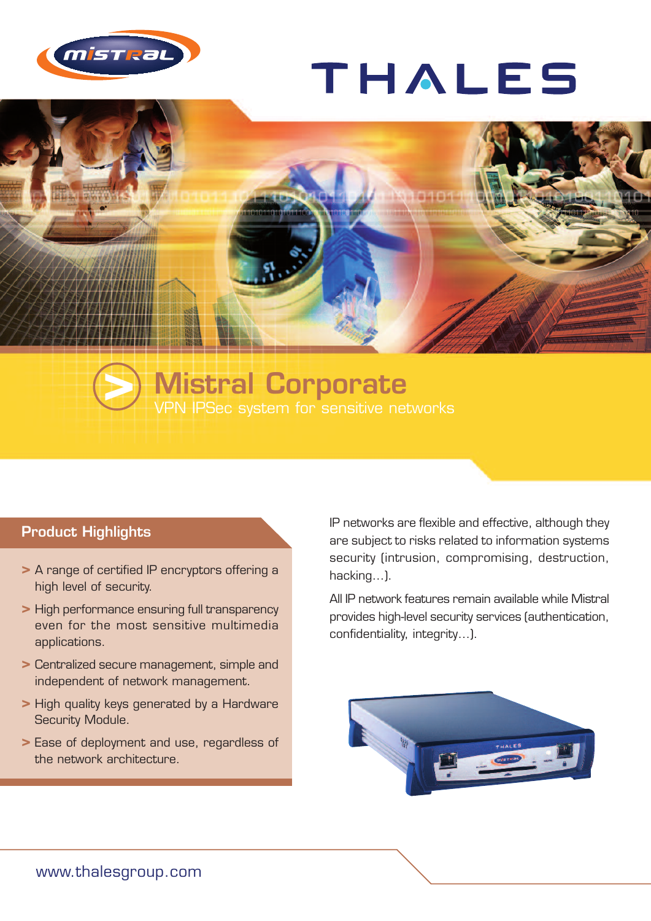# Mistral Corporate

VPN IPSec system for sensitive networks

## Product Highlights

- A range of certified IP encryptors offering a high level of security.
- High performance ensuring full transparency even for the most sensitive multimedia applications.
- Centralized secure management, simple and independent of network management.
- High quality keys generated by a Hardware Security Module.
- Ease of deployment and use, regardless of the network architecture.

IP networks are flexible and effective, although they are subject to risks related to information systems security (intrusion, compromising, destruction, hacking…).

All IP network features remain available while Mistral provides high-level security services (authentication, confidentiality, integrity…).

www.thalesgroup.com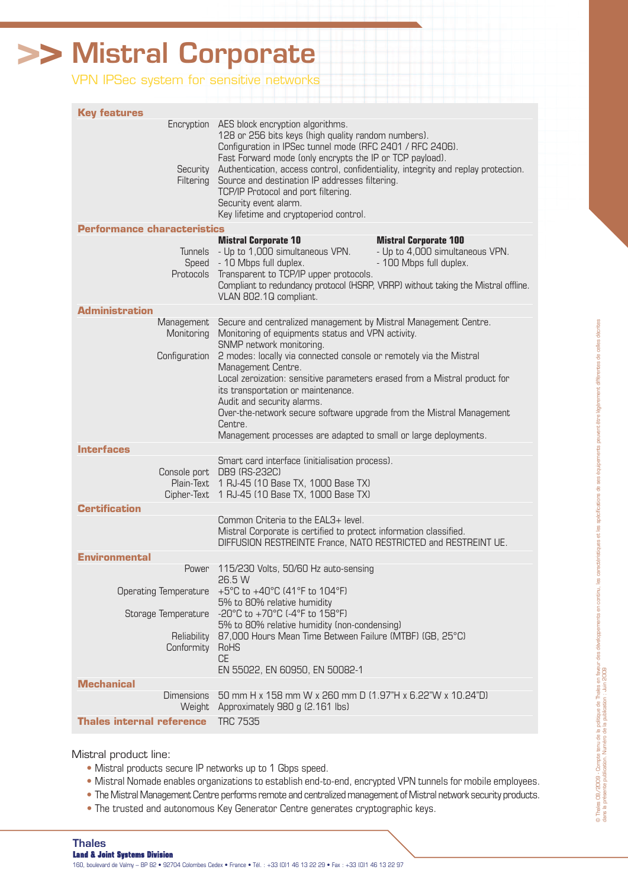# >> Mistral Corporate

VPN IPSec system for sensitive networks

| | | |
|---|---|---|
| **Key features** | | |
| Encryption | AES block encryption algorithms.<br>128 or 256 bits keys (high quality random numbers).<br>Configuration in IPSec tunnel mode (RFC 2401 / RFC 2406).<br>Fast Forward mode (only encrypts the IP or TCP payload). | |
| Security | Authentication, access control, confidentiality, integrity and replay protection. | |
| Filtering | Source and destination IP addresses filtering.<br>TCP/IP Protocol and port filtering.<br>Security event alarm.<br>Key lifetime and cryptoperiod control. | |
| **Performance characteristics** | | |
| | **Mistral Corporate 10** | **Mistral Corporate 100** |
| Tunnels | - Up to 1,000 simultaneous VPN. | - Up to 4,000 simultaneous VPN. |
| Speed | - 10 Mbps full duplex. | - 100 Mbps full duplex. |
| Protocols | Transparent to TCP/IP upper protocols.<br>Compliant to redundancy protocol (HSRP, VRRP) without taking the Mistral offline.<br>VLAN 802.1Q compliant. | |
| **Administration** | | |
| Management | Secure and centralized management by Mistral Management Centre. | |
| Monitoring | Monitoring of equipments status and VPN activity.<br>SNMP network monitoring. | |
| Configuration | 2 modes: locally via connected console or remotely via the Mistral Management Centre.<br>Local zeroization: sensitive parameters erased from a Mistral product for its transportation or maintenance.<br>Audit and security alarms.<br>Over-the-network secure software upgrade from the Mistral Management Centre.<br>Management processes are adapted to small or large deployments. | |
| **Interfaces** | | |
| | Smart card interface (initialisation process). | |
| Console port | DB9 (RS-232C) | |
| Plain-Text | 1 RJ-45 (10 Base TX, 1000 Base TX) | |
| Cipher-Text | 1 RJ-45 (10 Base TX, 1000 Base TX) | |
| **Certification** | | |
| | Common Criteria to the EAL3+ level.<br>Mistral Corporate is certified to protect information classified.<br>DIFFUSION RESTREINTE France, NATO RESTRICTED and RESTREINT UE. | |
| **Environmental** | | |
| Power | 115/230 Volts, 50/60 Hz auto-sensing<br>26.5 W | |
| Operating Temperature | +5°C to +40°C (41°F to 104°F)<br>5% to 80% relative humidity | |
| Storage Temperature | -20°C to +70°C (-4°F to 158°F)<br>5% to 80% relative humidity (non-condensing) | |
| Reliability | 87,000 Hours Mean Time Between Failure (MTBF) (GB, 25°C) | |
| Conformity | RoHS<br>CE<br>EN 55022, EN 60950, EN 50082-1 | |
| **Mechanical** | | |
| Dimensions | 50 mm H x 158 mm W x 260 mm D (1.97"H x 6.22"W x 10.24"D) | |
| Weight | Approximately 980 g (2.161 lbs) | |
| **Thales internal reference** | TRC 7535 | |

Mistral product line:

- Mistral products secure IP networks up to 1 Gbps speed.
- Mistral Nomade enables organizations to establish end-to-end, encrypted VPN tunnels for mobile employees.
- The Mistral Management Centre performs remote and centralized management of Mistral network security products.
- The trusted and autonomous Key Generator Centre generates cryptographic keys.

© Thales 08/2009 - Compte tenu de la politique de Thales en faveur des développements en continu, les caractéristiques et les spécifications de ses équipements peuvent être légèrement différentes de celles décrites dans la présente publication. Numéro de la publication : Juin 2009

**Thales**
**Land & Joint Systems Division**
160, boulevard de Valmy – BP 82 • 92704 Colombes Cedex • France • Tél. : +33 (0)1 46 13 22 29 • Fax : +33 (0)1 46 13 22 97